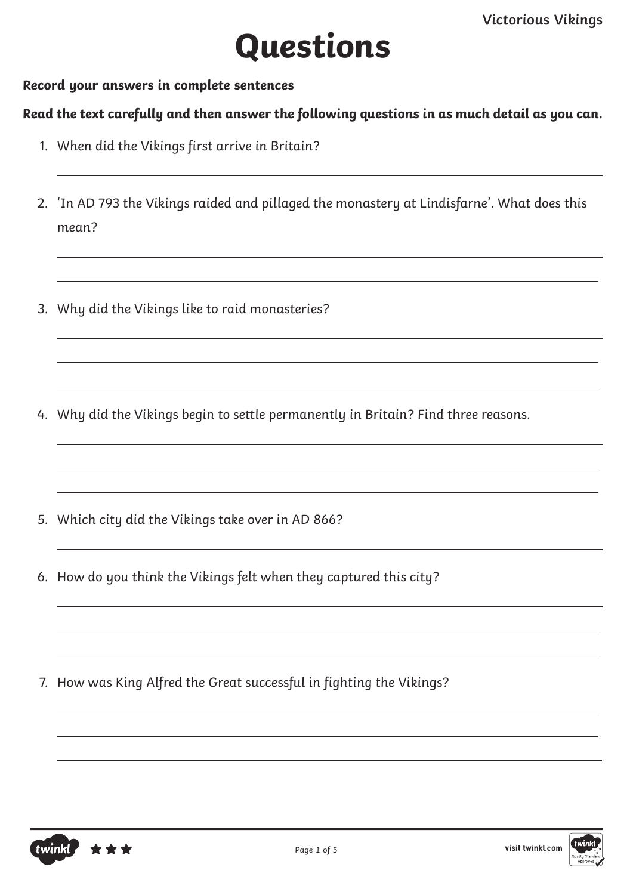# Questions

**Record your answers in complete sentences**

**Read the text carefully and then answer the following questions in as much detail as you can.**

1. When did the Vikings first arrive in Britain?

2. 'In AD 793 the Vikings raided and pillaged the monastery at Lindisfarne'. What does this mean?

3. Why did the Vikings like to raid monasteries?

4. Why did the Vikings begin to settle permanently in Britain? Find three reasons.

5. Which city did the Vikings take over in AD 866?

6. How do you think the Vikings felt when they captured this city?

7. How was King Alfred the Great successful in fighting the Vikings?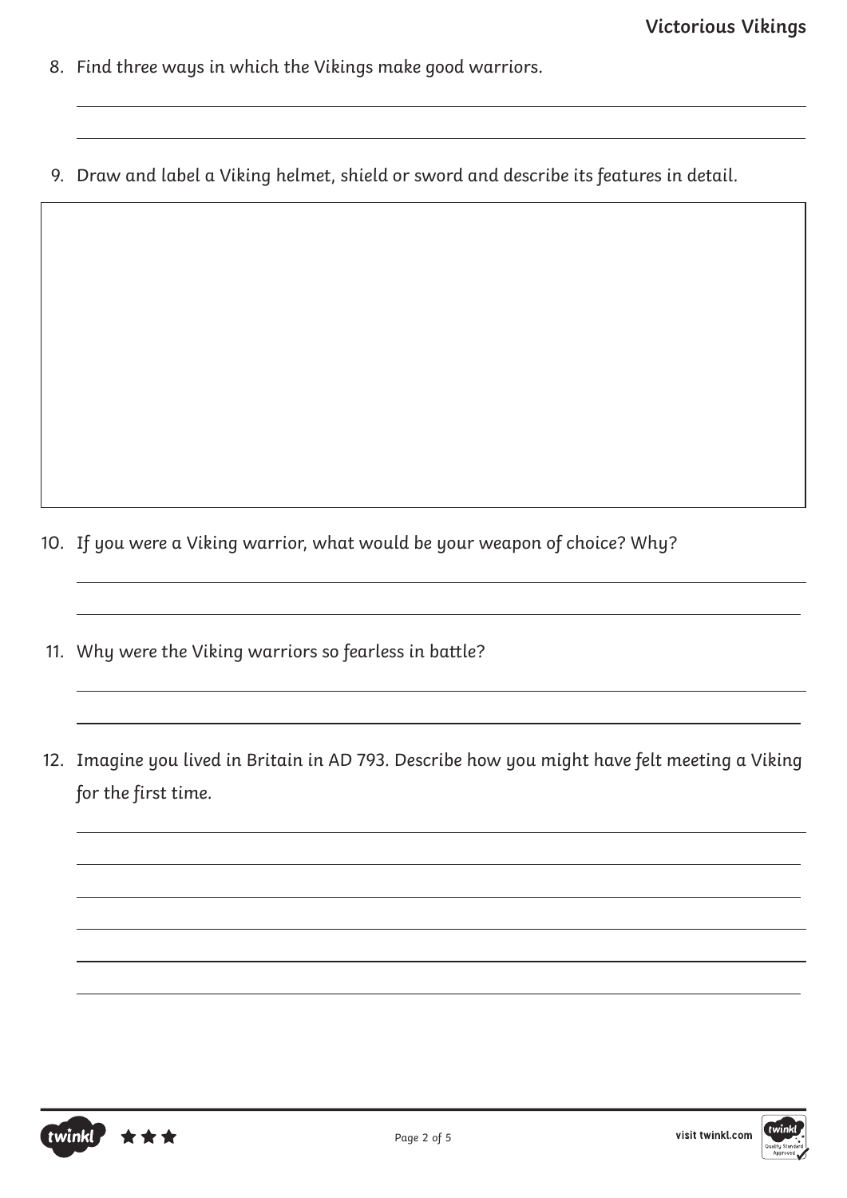8. Find three ways in which the Vikings make good warriors.

9. Draw and label a Viking helmet, shield or sword and describe its features in detail.

10. If you were a Viking warrior, what would be your weapon of choice? Why?

11. Why were the Viking warriors so fearless in battle?

12. Imagine you lived in Britain in AD 793. Describe how you might have felt meeting a Viking for the first time.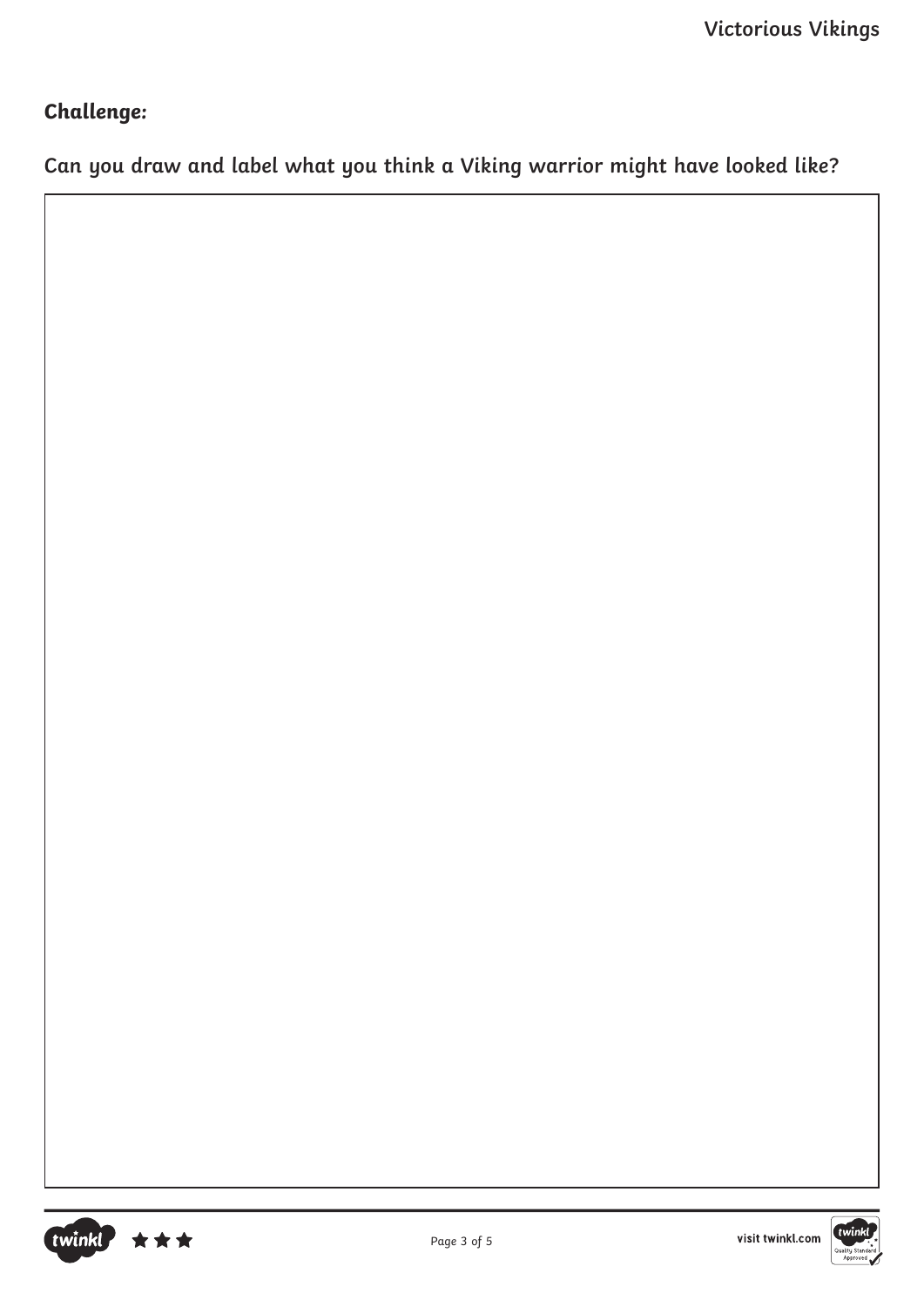**Challenge:**

**Can you draw and label what you think a Viking warrior might have looked like?**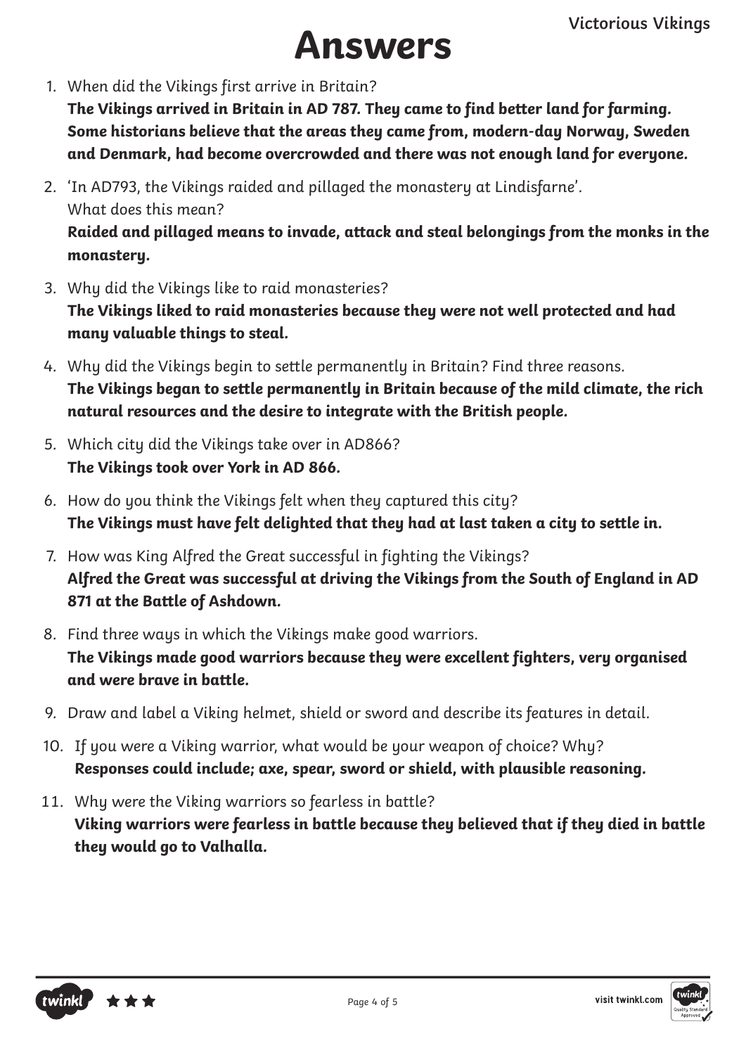# Answers

1. When did the Vikings first arrive in Britain?
   **The Vikings arrived in Britain in AD 787. They came to find better land for farming. Some historians believe that the areas they came from, modern-day Norway, Sweden and Denmark, had become overcrowded and there was not enough land for everyone.**

2. 'In AD793, the Vikings raided and pillaged the monastery at Lindisfarne'. What does this mean?
   **Raided and pillaged means to invade, attack and steal belongings from the monks in the monastery.**

3. Why did the Vikings like to raid monasteries?
   **The Vikings liked to raid monasteries because they were not well protected and had many valuable things to steal.**

4. Why did the Vikings begin to settle permanently in Britain? Find three reasons.
   **The Vikings began to settle permanently in Britain because of the mild climate, the rich natural resources and the desire to integrate with the British people.**

5. Which city did the Vikings take over in AD866?
   **The Vikings took over York in AD 866.**

6. How do you think the Vikings felt when they captured this city?
   **The Vikings must have felt delighted that they had at last taken a city to settle in.**

7. How was King Alfred the Great successful in fighting the Vikings?
   **Alfred the Great was successful at driving the Vikings from the South of England in AD 871 at the Battle of Ashdown.**

8. Find three ways in which the Vikings make good warriors.
   **The Vikings made good warriors because they were excellent fighters, very organised and were brave in battle.**

9. Draw and label a Viking helmet, shield or sword and describe its features in detail.

10. If you were a Viking warrior, what would be your weapon of choice? Why?
    **Responses could include; axe, spear, sword or shield, with plausible reasoning.**

11. Why were the Viking warriors so fearless in battle?
    **Viking warriors were fearless in battle because they believed that if they died in battle they would go to Valhalla.**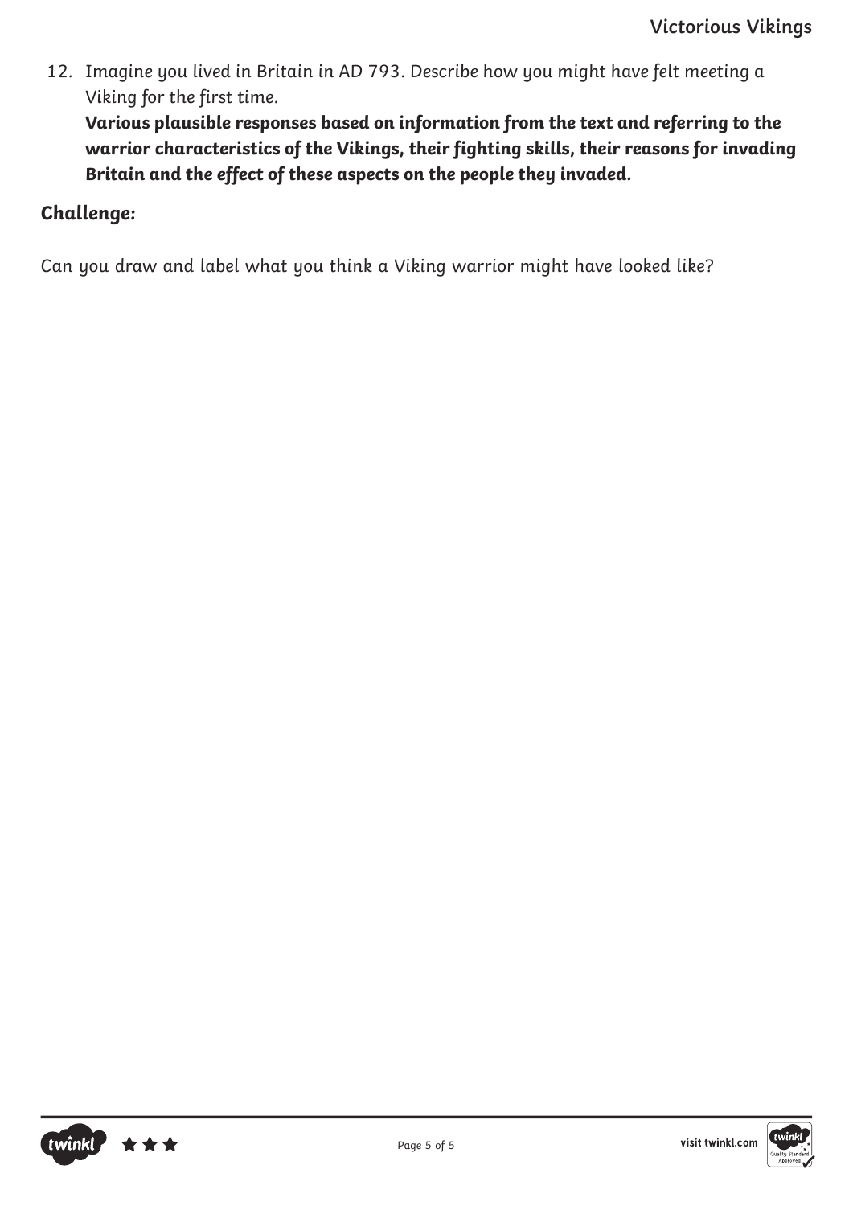12. Imagine you lived in Britain in AD 793. Describe how you might have felt meeting a Viking for the first time.
    ***Various plausible responses based on information from the text and referring to the warrior characteristics of the Vikings, their fighting skills, their reasons for invading Britain and the effect of these aspects on the people they invaded.***

### *Challenge:*

Can you draw and label what you think a Viking warrior might have looked like?